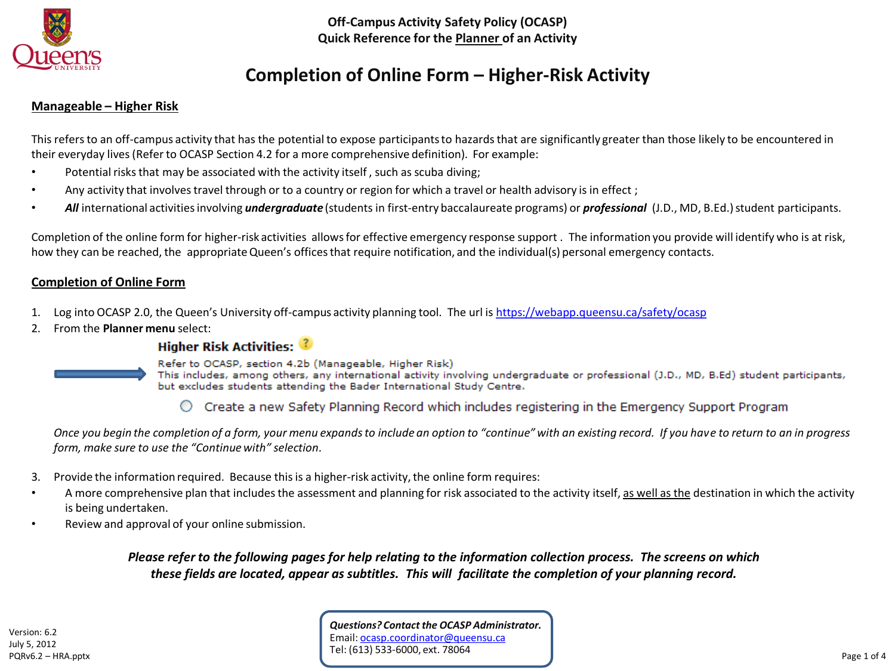**Off-Campus Activity Safety Policy (OCASP)**
**Quick Reference for the Planner of an Activity**

# Completion of Online Form – Higher-Risk Activity

## Manageable – Higher Risk

This refers to an off-campus activity that has the potential to expose participants to hazards that are significantly greater than those likely to be encountered in their everyday lives (Refer to OCASP Section 4.2 for a more comprehensive definition). For example:

- Potential risks that may be associated with the activity itself , such as scuba diving;
- Any activity that involves travel through or to a country or region for which a travel or health advisory is in effect ;
- ***All*** international activities involving ***undergraduate*** (students in first-entry baccalaureate programs) or ***professional*** (J.D., MD, B.Ed.) student participants.

Completion of the online form for higher-risk activities allows for effective emergency response support . The information you provide will identify who is at risk, how they can be reached, the appropriate Queen's offices that require notification, and the individual(s) personal emergency contacts.

## Completion of Online Form

1. Log into OCASP 2.0, the Queen's University off-campus activity planning tool. The url is https://webapp.queensu.ca/safety/ocasp
2. From the **Planner menu** select:

   **Higher Risk Activities:**

   Refer to OCASP, section 4.2b (Manageable, Higher Risk)
   This includes, among others, any international activity involving undergraduate or professional (J.D., MD, B.Ed) student participants, but excludes students attending the Bader International Study Centre.

   ○ Create a new Safety Planning Record which includes registering in the Emergency Support Program

   *Once you begin the completion of a form, your menu expands to include an option to "continue" with an existing record. If you have to return to an in progress form, make sure to use the "Continue with" selection.*

3. Provide the information required. Because this is a higher-risk activity, the online form requires:

- A more comprehensive plan that includes the assessment and planning for risk associated to the activity itself, as well as the destination in which the activity is being undertaken.
- Review and approval of your online submission.

***Please refer to the following pages for help relating to the information collection process. The screens on which these fields are located, appear as subtitles. This will facilitate the completion of your planning record.***

Version: 6.2
July 5, 2012
PQRv6.2 – HRA.pptx

***Questions? Contact the OCASP Administrator.***
Email: ocasp.coordinator@queensu.ca
Tel: (613) 533-6000, ext. 78064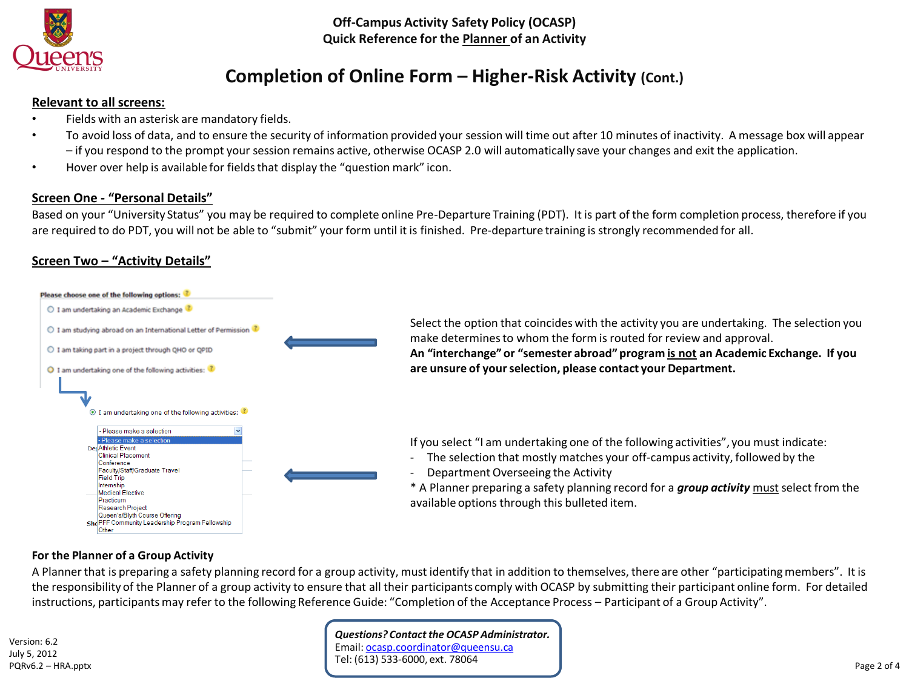# Off-Campus Activity Safety Policy (OCASP)
## Quick Reference for the Planner of an Activity

# Completion of Online Form – Higher-Risk Activity (Cont.)

**Relevant to all screens:**

- Fields with an asterisk are mandatory fields.
- To avoid loss of data, and to ensure the security of information provided your session will time out after 10 minutes of inactivity. A message box will appear – if you respond to the prompt your session remains active, otherwise OCASP 2.0 will automatically save your changes and exit the application.
- Hover over help is available for fields that display the "question mark" icon.

**Screen One - "Personal Details"**

Based on your "University Status" you may be required to complete online Pre-Departure Training (PDT). It is part of the form completion process, therefore if you are required to do PDT, you will not be able to "submit" your form until it is finished. Pre-departure training is strongly recommended for all.

**Screen Two – "Activity Details"**

Please choose one of the following options:

- I am undertaking an Academic Exchange
- I am studying abroad on an International Letter of Permission
- I am taking part in a project through QHO or QPID
- I am undertaking one of the following activities:

Select the option that coincides with the activity you are undertaking. The selection you make determines to whom the form is routed for review and approval.
**An "interchange" or "semester abroad" program is not an Academic Exchange. If you are unsure of your selection, please contact your Department.**

I am undertaking one of the following activities:

- Please make a selection
- Athletic Event
- Clinical Placement
- Conference
- Faculty/Staff/Graduate Travel
- Field Trip
- Internship
- Medical Elective
- Practicum
- Research Project
- Queen's/Blyth Course Offering
- PFF Community Leadership Program Fellowship
- Other

If you select "I am undertaking one of the following activities", you must indicate:

- The selection that mostly matches your off-campus activity, followed by the
- Department Overseeing the Activity

\* A Planner preparing a safety planning record for a ***group activity*** must select from the available options through this bulleted item.

**For the Planner of a Group Activity**

A Planner that is preparing a safety planning record for a group activity, must identify that in addition to themselves, there are other "participating members". It is the responsibility of the Planner of a group activity to ensure that all their participants comply with OCASP by submitting their participant online form. For detailed instructions, participants may refer to the following Reference Guide: "Completion of the Acceptance Process – Participant of a Group Activity".

***Questions? Contact the OCASP Administrator.***
Email: ocasp.coordinator@queensu.ca
Tel: (613) 533-6000, ext. 78064

Version: 6.2
July 5, 2012
PQRv6.2 – HRA.pptx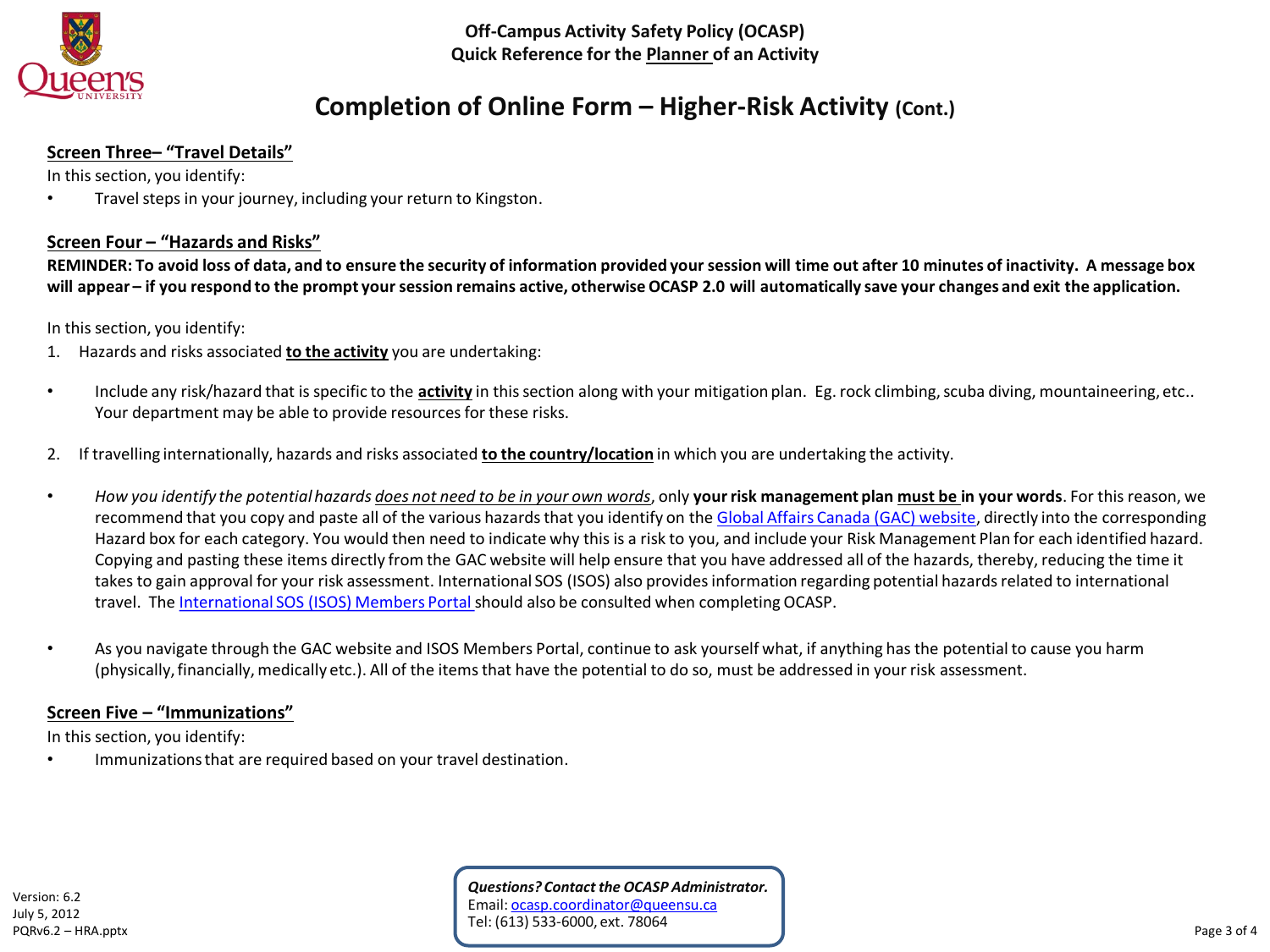**Off-Campus Activity Safety Policy (OCASP)**
**Quick Reference for the Planner of an Activity**

# Completion of Online Form – Higher-Risk Activity (Cont.)

## Screen Three– "Travel Details"

In this section, you identify:

- Travel steps in your journey, including your return to Kingston.

## Screen Four – "Hazards and Risks"

**REMINDER: To avoid loss of data, and to ensure the security of information provided your session will time out after 10 minutes of inactivity. A message box will appear – if you respond to the prompt your session remains active, otherwise OCASP 2.0 will automatically save your changes and exit the application.**

In this section, you identify:

1. Hazards and risks associated **to the activity** you are undertaking:

- Include any risk/hazard that is specific to the **activity** in this section along with your mitigation plan. Eg. rock climbing, scuba diving, mountaineering, etc.. Your department may be able to provide resources for these risks.

2. If travelling internationally, hazards and risks associated **to the country/location** in which you are undertaking the activity.

- *How you identify the potential hazards does not need to be in your own words*, only **your risk management plan must be in your words**. For this reason, we recommend that you copy and paste all of the various hazards that you identify on the Global Affairs Canada (GAC) website, directly into the corresponding Hazard box for each category. You would then need to indicate why this is a risk to you, and include your Risk Management Plan for each identified hazard. Copying and pasting these items directly from the GAC website will help ensure that you have addressed all of the hazards, thereby, reducing the time it takes to gain approval for your risk assessment. International SOS (ISOS) also provides information regarding potential hazards related to international travel. The International SOS (ISOS) Members Portal should also be consulted when completing OCASP.

- As you navigate through the GAC website and ISOS Members Portal, continue to ask yourself what, if anything has the potential to cause you harm (physically, financially, medically etc.). All of the items that have the potential to do so, must be addressed in your risk assessment.

## Screen Five – "Immunizations"

In this section, you identify:

- Immunizations that are required based on your travel destination.

*Questions? Contact the OCASP Administrator.*
Email: ocasp.coordinator@queensu.ca
Tel: (613) 533-6000, ext. 78064

Version: 6.2
July 5, 2012
PQRv6.2 – HRA.pptx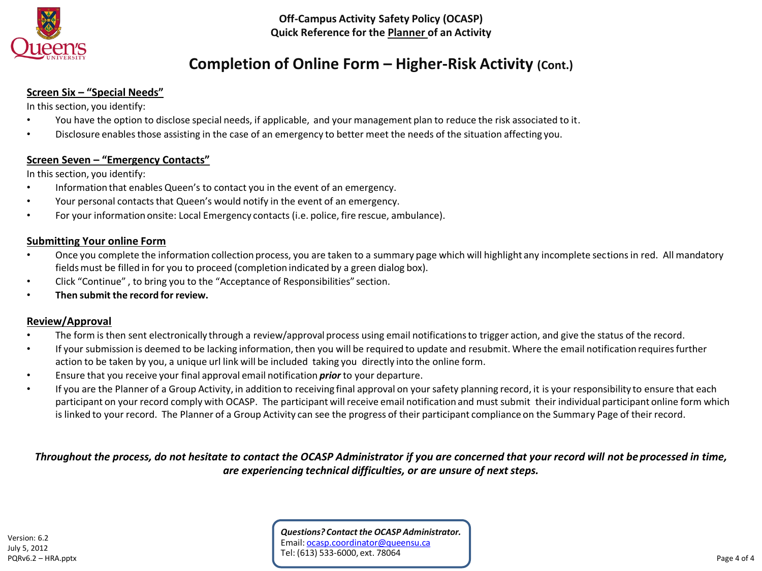# Completion of Online Form – Higher-Risk Activity (Cont.)

**Screen Six – "Special Needs"**

In this section, you identify:

- You have the option to disclose special needs, if applicable, and your management plan to reduce the risk associated to it.
- Disclosure enables those assisting in the case of an emergency to better meet the needs of the situation affecting you.

**Screen Seven – "Emergency Contacts"**

In this section, you identify:

- Information that enables Queen's to contact you in the event of an emergency.
- Your personal contacts that Queen's would notify in the event of an emergency.
- For your information onsite: Local Emergency contacts (i.e. police, fire rescue, ambulance).

**Submitting Your online Form**

- Once you complete the information collection process, you are taken to a summary page which will highlight any incomplete sections in red. All mandatory fields must be filled in for you to proceed (completion indicated by a green dialog box).
- Click "Continue" , to bring you to the "Acceptance of Responsibilities" section.
- **Then submit the record for review.**

**Review/Approval**

- The form is then sent electronically through a review/approval process using email notifications to trigger action, and give the status of the record.
- If your submission is deemed to be lacking information, then you will be required to update and resubmit. Where the email notification requires further action to be taken by you, a unique url link will be included taking you directly into the online form.
- Ensure that you receive your final approval email notification ***prior*** to your departure.
- If you are the Planner of a Group Activity, in addition to receiving final approval on your safety planning record, it is your responsibility to ensure that each participant on your record comply with OCASP. The participant will receive email notification and must submit their individual participant online form which is linked to your record. The Planner of a Group Activity can see the progress of their participant compliance on the Summary Page of their record.

***Throughout the process, do not hesitate to contact the OCASP Administrator if you are concerned that your record will not be processed in time, are experiencing technical difficulties, or are unsure of next steps.***

***Questions? Contact the OCASP Administrator.***
Email: ocasp.coordinator@queensu.ca
Tel: (613) 533-6000, ext. 78064

Version: 6.2
July 5, 2012
PQRv6.2 – HRA.pptx